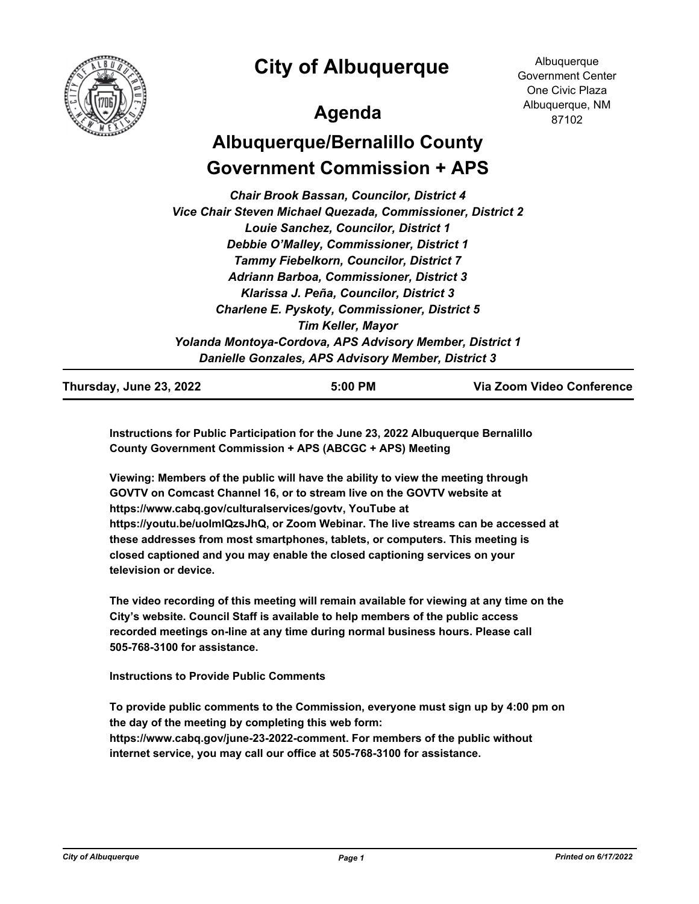# City of Albuquerque

Albuquerque Government Center
One Civic Plaza
Albuquerque, NM 87102

## Agenda

## Albuquerque/Bernalillo County Government Commission + APS

*Chair Brook Bassan, Councilor, District 4*
*Vice Chair Steven Michael Quezada, Commissioner, District 2*
*Louie Sanchez, Councilor, District 1*
*Debbie O'Malley, Commissioner, District 1*
*Tammy Fiebelkorn, Councilor, District 7*
*Adriann Barboa, Commissioner, District 3*
*Klarissa J. Peña, Councilor, District 3*
*Charlene E. Pyskoty, Commissioner, District 5*
*Tim Keller, Mayor*
*Yolanda Montoya-Cordova, APS Advisory Member, District 1*
*Danielle Gonzales, APS Advisory Member, District 3*

**Thursday, June 23, 2022 — 5:00 PM — Via Zoom Video Conference**

**Instructions for Public Participation for the June 23, 2022 Albuquerque Bernalillo County Government Commission + APS (ABCGC + APS) Meeting**

**Viewing: Members of the public will have the ability to view the meeting through GOVTV on Comcast Channel 16, or to stream live on the GOVTV website at https://www.cabq.gov/culturalservices/govtv, YouTube at https://youtu.be/uolmlQzsJhQ, or Zoom Webinar. The live streams can be accessed at these addresses from most smartphones, tablets, or computers. This meeting is closed captioned and you may enable the closed captioning services on your television or device.**

**The video recording of this meeting will remain available for viewing at any time on the City's website. Council Staff is available to help members of the public access recorded meetings on-line at any time during normal business hours. Please call 505-768-3100 for assistance.**

**Instructions to Provide Public Comments**

**To provide public comments to the Commission, everyone must sign up by 4:00 pm on the day of the meeting by completing this web form: https://www.cabq.gov/june-23-2022-comment. For members of the public without internet service, you may call our office at 505-768-3100 for assistance.**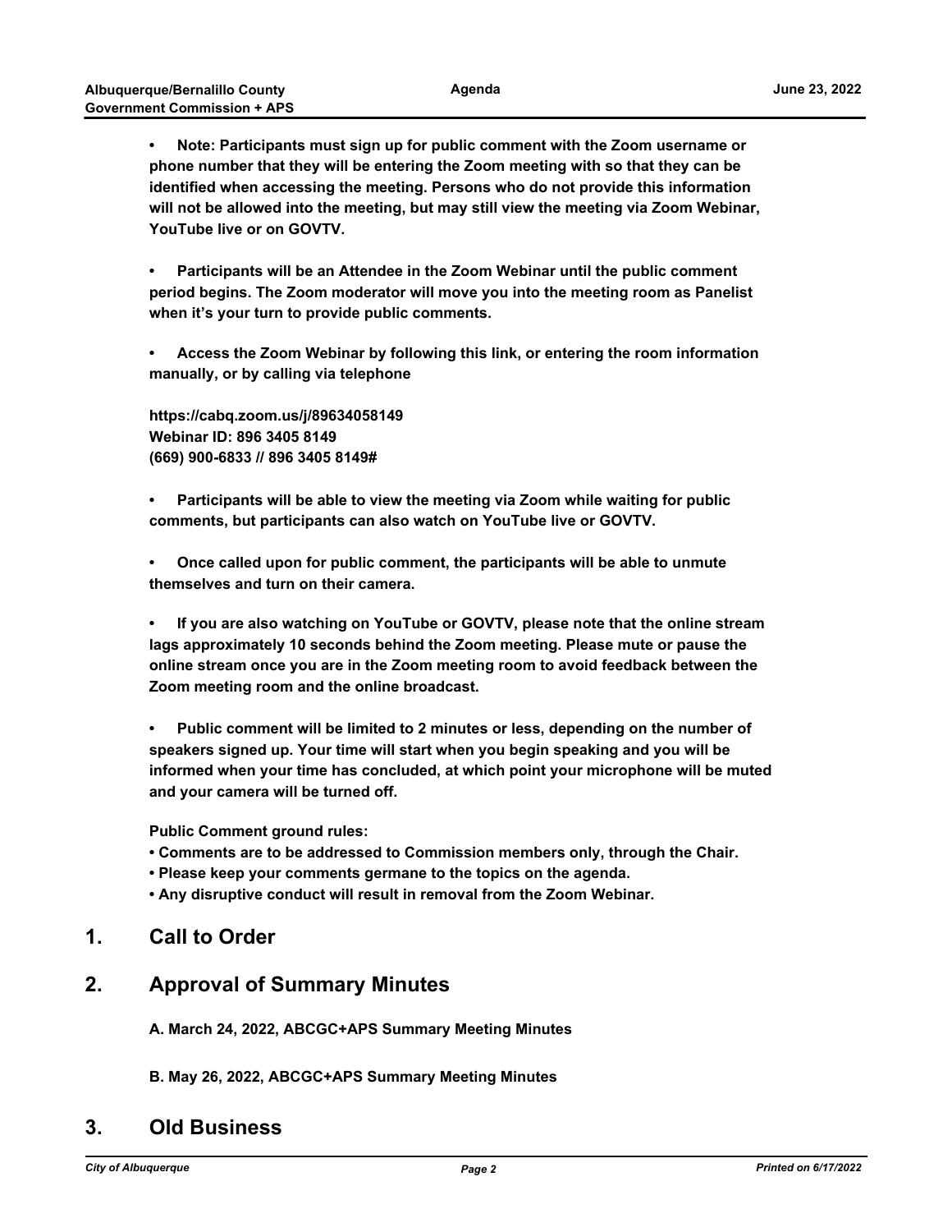**• Note: Participants must sign up for public comment with the Zoom username or phone number that they will be entering the Zoom meeting with so that they can be identified when accessing the meeting. Persons who do not provide this information will not be allowed into the meeting, but may still view the meeting via Zoom Webinar, YouTube live or on GOVTV.**

**• Participants will be an Attendee in the Zoom Webinar until the public comment period begins. The Zoom moderator will move you into the meeting room as Panelist when it's your turn to provide public comments.**

**• Access the Zoom Webinar by following this link, or entering the room information manually, or by calling via telephone**

**https://cabq.zoom.us/j/89634058149**
**Webinar ID: 896 3405 8149**
**(669) 900-6833 // 896 3405 8149#**

**• Participants will be able to view the meeting via Zoom while waiting for public comments, but participants can also watch on YouTube live or GOVTV.**

**• Once called upon for public comment, the participants will be able to unmute themselves and turn on their camera.**

**• If you are also watching on YouTube or GOVTV, please note that the online stream lags approximately 10 seconds behind the Zoom meeting. Please mute or pause the online stream once you are in the Zoom meeting room to avoid feedback between the Zoom meeting room and the online broadcast.**

**• Public comment will be limited to 2 minutes or less, depending on the number of speakers signed up. Your time will start when you begin speaking and you will be informed when your time has concluded, at which point your microphone will be muted and your camera will be turned off.**

**Public Comment ground rules:**
**• Comments are to be addressed to Commission members only, through the Chair.**
**• Please keep your comments germane to the topics on the agenda.**
**• Any disruptive conduct will result in removal from the Zoom Webinar.**

## 1. Call to Order

## 2. Approval of Summary Minutes

**A. March 24, 2022, ABCGC+APS Summary Meeting Minutes**

**B. May 26, 2022, ABCGC+APS Summary Meeting Minutes**

## 3. Old Business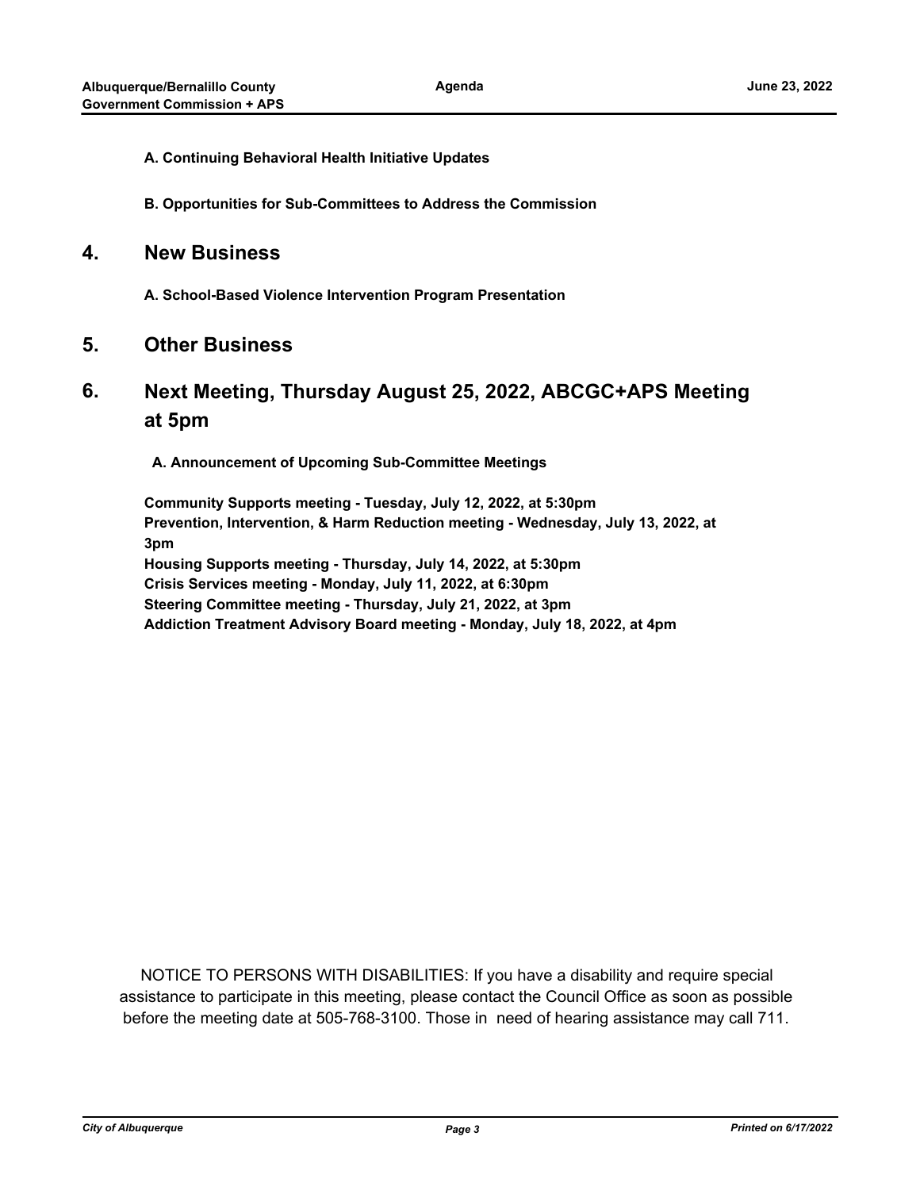**A. Continuing Behavioral Health Initiative Updates**

**B. Opportunities for Sub-Committees to Address the Commission**

## 4. New Business

**A. School-Based Violence Intervention Program Presentation**

## 5. Other Business

## 6. Next Meeting, Thursday August 25, 2022, ABCGC+APS Meeting at 5pm

**A. Announcement of Upcoming Sub-Committee Meetings**

**Community Supports meeting - Tuesday, July 12, 2022, at 5:30pm**
**Prevention, Intervention, & Harm Reduction meeting - Wednesday, July 13, 2022, at 3pm**
**Housing Supports meeting - Thursday, July 14, 2022, at 5:30pm**
**Crisis Services meeting - Monday, July 11, 2022, at 6:30pm**
**Steering Committee meeting - Thursday, July 21, 2022, at 3pm**
**Addiction Treatment Advisory Board meeting - Monday, July 18, 2022, at 4pm**

NOTICE TO PERSONS WITH DISABILITIES: If you have a disability and require special assistance to participate in this meeting, please contact the Council Office as soon as possible before the meeting date at 505-768-3100. Those in need of hearing assistance may call 711.